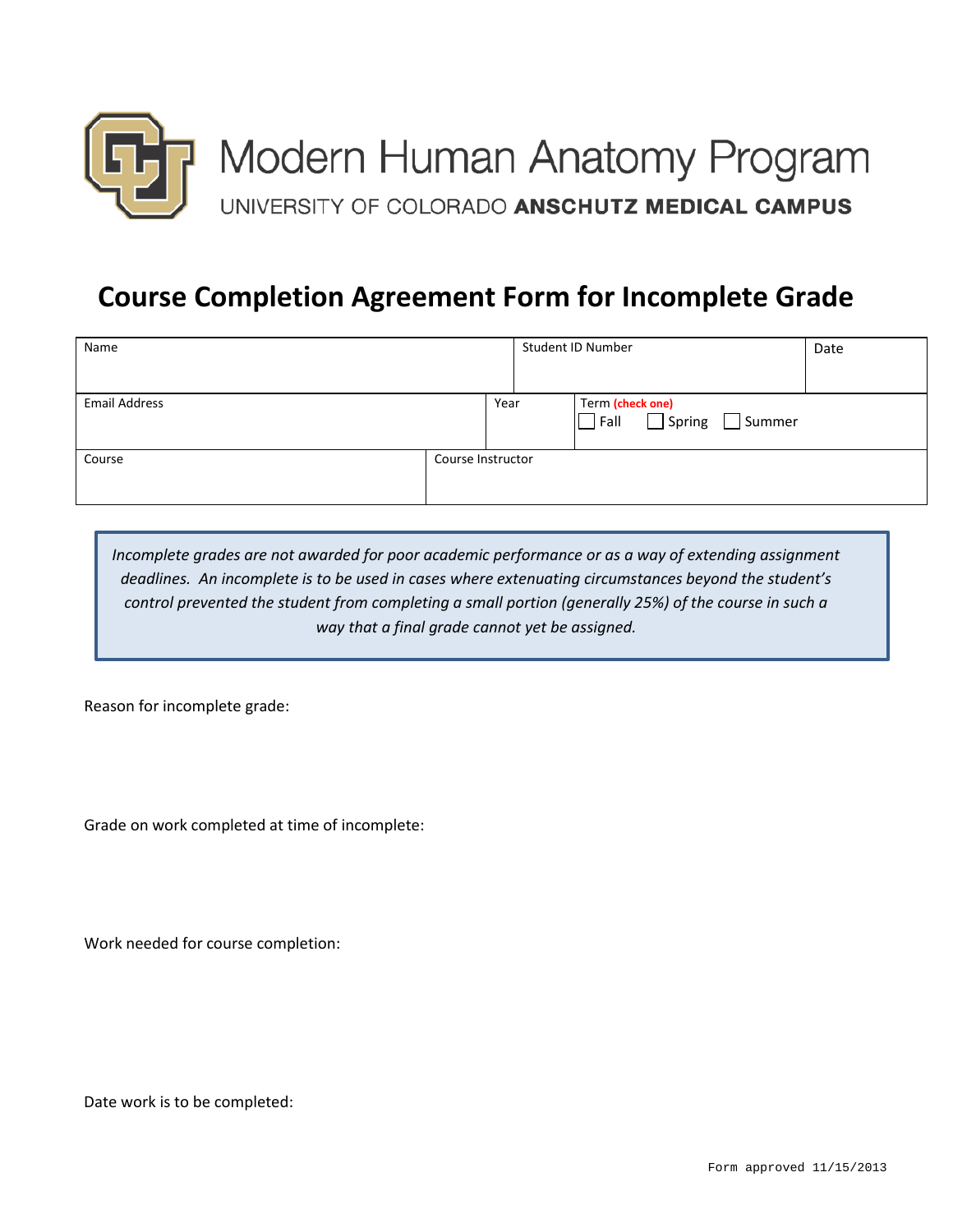# Modern Human Anatomy Program

UNIVERSITY OF COLORADO **ANSCHUTZ MEDICAL CAMPUS**

## Course Completion Agreement Form for Incomplete Grade

| Name | | Student ID Number | Date |
|---|---|---|---|
| Email Address | Year | Term (check one) ☐ Fall ☐ Spring ☐ Summer | |
| Course | Course Instructor | | |

*Incomplete grades are not awarded for poor academic performance or as a way of extending assignment deadlines. An incomplete is to be used in cases where extenuating circumstances beyond the student's control prevented the student from completing a small portion (generally 25%) of the course in such a way that a final grade cannot yet be assigned.*

Reason for incomplete grade:

Grade on work completed at time of incomplete:

Work needed for course completion:

Date work is to be completed:

Form approved 11/15/2013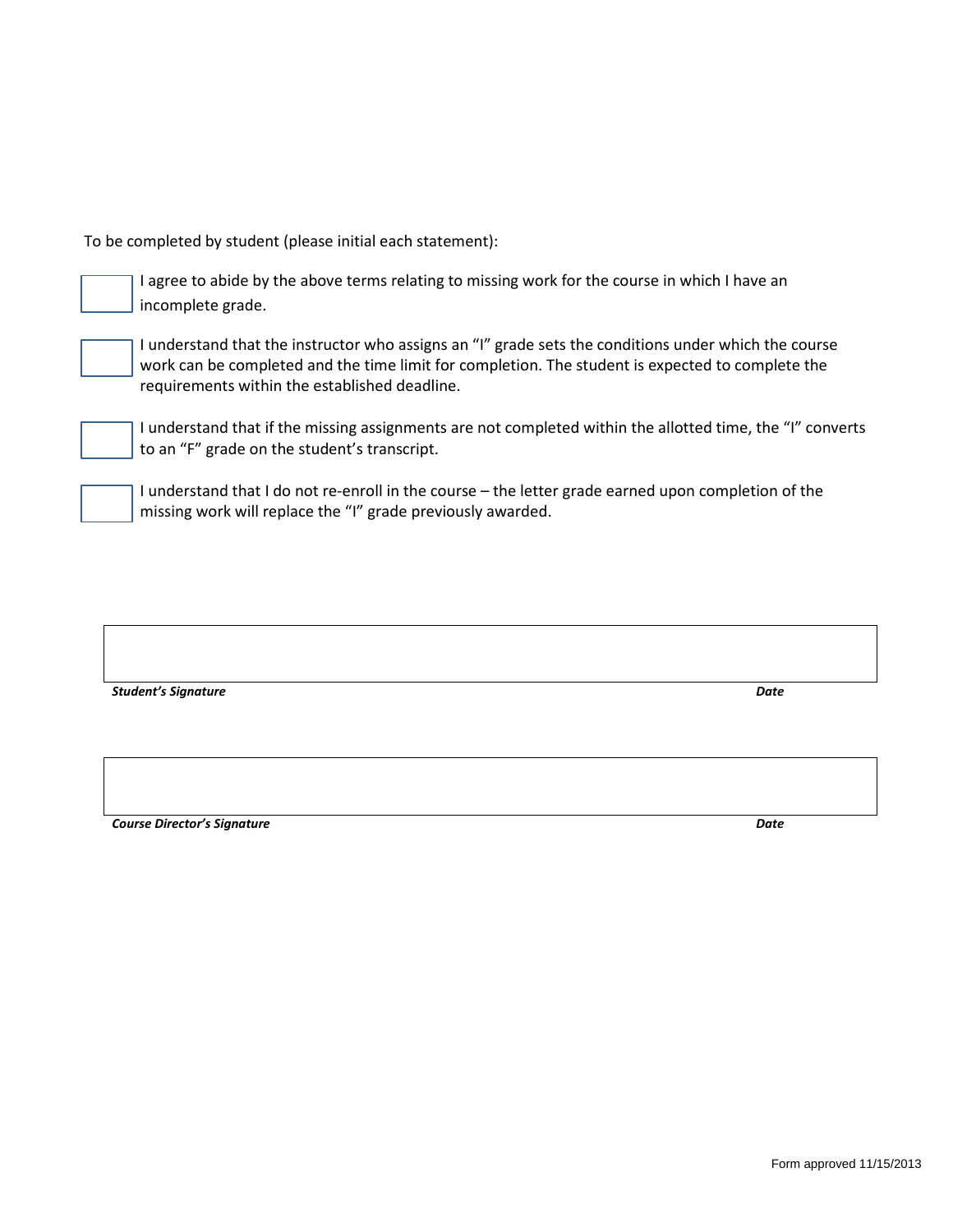To be completed by student (please initial each statement):

- [ ] I agree to abide by the above terms relating to missing work for the course in which I have an incomplete grade.
- [ ] I understand that the instructor who assigns an "I" grade sets the conditions under which the course work can be completed and the time limit for completion. The student is expected to complete the requirements within the established deadline.
- [ ] I understand that if the missing assignments are not completed within the allotted time, the "I" converts to an "F" grade on the student's transcript.
- [ ] I understand that I do not re-enroll in the course – the letter grade earned upon completion of the missing work will replace the "I" grade previously awarded.

***Student's Signature*** ***Date***

***Course Director's Signature*** ***Date***

Form approved 11/15/2013